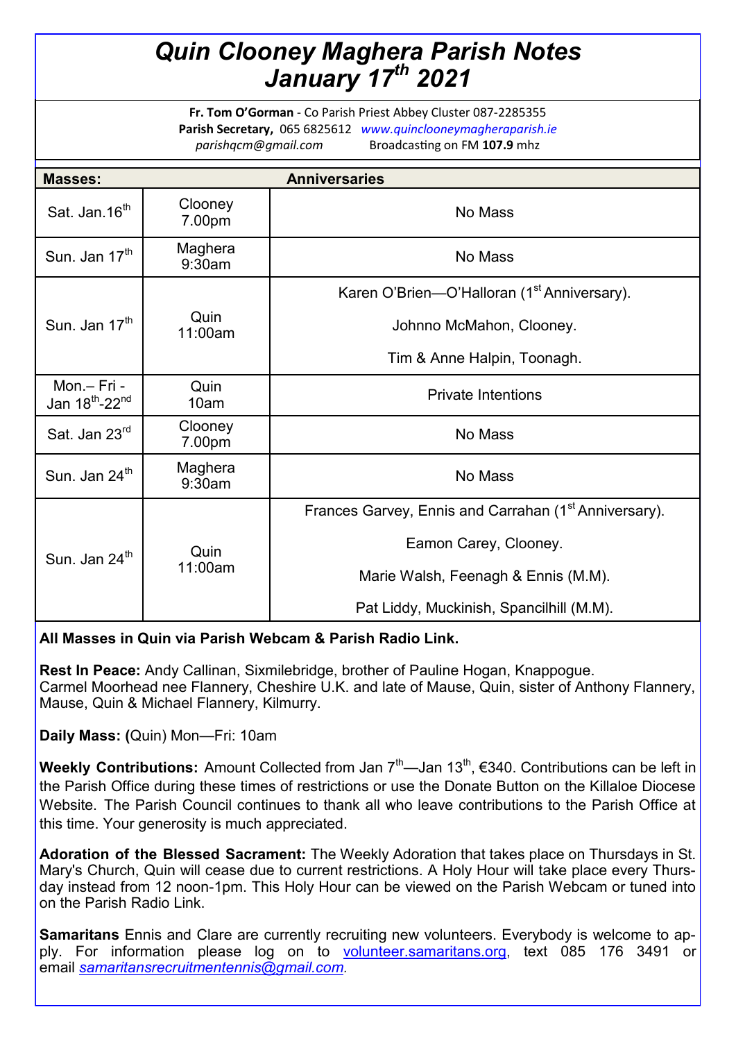# Quin Clooney Maghera Parish Notes
# January 17th 2021

**Fr. Tom O'Gorman** - Co Parish Priest Abbey Cluster 087-2285355
**Parish Secretary,** 065 6825612 *www.quinclooneymagheraparish.ie*
*parishqcm@gmail.com* Broadcasting on FM **107.9** mhz

| **Masses:** | | **Anniversaries** |
|---|---|---|
| Sat. Jan.16th | Clooney 7.00pm | No Mass |
| Sun. Jan 17th | Maghera 9:30am | No Mass |
| Sun. Jan 17th | Quin 11:00am | Karen O'Brien—O'Halloran (1st Anniversary).<br>Johnno McMahon, Clooney.<br>Tim & Anne Halpin, Toonagh. |
| Mon.– Fri - Jan 18th-22nd | Quin 10am | Private Intentions |
| Sat. Jan 23rd | Clooney 7.00pm | No Mass |
| Sun. Jan 24th | Maghera 9:30am | No Mass |
| Sun. Jan 24th | Quin 11:00am | Frances Garvey, Ennis and Carrahan (1st Anniversary).<br>Eamon Carey, Clooney.<br>Marie Walsh, Feenagh & Ennis (M.M).<br>Pat Liddy, Muckinish, Spancilhill (M.M). |

**All Masses in Quin via Parish Webcam & Parish Radio Link.**

**Rest In Peace:** Andy Callinan, Sixmilebridge, brother of Pauline Hogan, Knappogue.
Carmel Moorhead nee Flannery, Cheshire U.K. and late of Mause, Quin, sister of Anthony Flannery, Mause, Quin & Michael Flannery, Kilmurry.

**Daily Mass: (**Quin) Mon—Fri: 10am

**Weekly Contributions:** Amount Collected from Jan 7th—Jan 13th, €340. Contributions can be left in the Parish Office during these times of restrictions or use the Donate Button on the Killaloe Diocese Website. The Parish Council continues to thank all who leave contributions to the Parish Office at this time. Your generosity is much appreciated.

**Adoration of the Blessed Sacrament:** The Weekly Adoration that takes place on Thursdays in St. Mary's Church, Quin will cease due to current restrictions. A Holy Hour will take place every Thursday instead from 12 noon-1pm. This Holy Hour can be viewed on the Parish Webcam or tuned into on the Parish Radio Link.

**Samaritans** Ennis and Clare are currently recruiting new volunteers. Everybody is welcome to apply. For information please log on to volunteer.samaritans.org, text 085 176 3491 or email *samaritansrecruitmentennis@gmail.com*.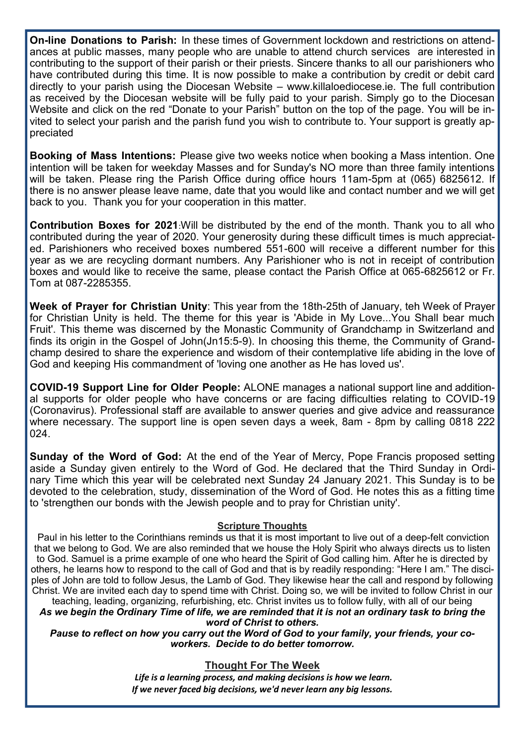**On-line Donations to Parish:** In these times of Government lockdown and restrictions on attendances at public masses, many people who are unable to attend church services are interested in contributing to the support of their parish or their priests. Sincere thanks to all our parishioners who have contributed during this time. It is now possible to make a contribution by credit or debit card directly to your parish using the Diocesan Website – www.killaloediocese.ie. The full contribution as received by the Diocesan website will be fully paid to your parish. Simply go to the Diocesan Website and click on the red "Donate to your Parish" button on the top of the page. You will be invited to select your parish and the parish fund you wish to contribute to. Your support is greatly appreciated

**Booking of Mass Intentions:** Please give two weeks notice when booking a Mass intention. One intention will be taken for weekday Masses and for Sunday's NO more than three family intentions will be taken. Please ring the Parish Office during office hours 11am-5pm at (065) 6825612. If there is no answer please leave name, date that you would like and contact number and we will get back to you. Thank you for your cooperation in this matter.

**Contribution Boxes for 2021**:Will be distributed by the end of the month. Thank you to all who contributed during the year of 2020. Your generosity during these difficult times is much appreciated. Parishioners who received boxes numbered 551-600 will receive a different number for this year as we are recycling dormant numbers. Any Parishioner who is not in receipt of contribution boxes and would like to receive the same, please contact the Parish Office at 065-6825612 or Fr. Tom at 087-2285355.

**Week of Prayer for Christian Unity**: This year from the 18th-25th of January, teh Week of Prayer for Christian Unity is held. The theme for this year is 'Abide in My Love...You Shall bear much Fruit'. This theme was discerned by the Monastic Community of Grandchamp in Switzerland and finds its origin in the Gospel of John(Jn15:5-9). In choosing this theme, the Community of Grandchamp desired to share the experience and wisdom of their contemplative life abiding in the love of God and keeping His commandment of 'loving one another as He has loved us'.

**COVID-19 Support Line for Older People:** ALONE manages a national support line and additional supports for older people who have concerns or are facing difficulties relating to COVID-19 (Coronavirus). Professional staff are available to answer queries and give advice and reassurance where necessary. The support line is open seven days a week, 8am - 8pm by calling 0818 222 024.

**Sunday of the Word of God:** At the end of the Year of Mercy, Pope Francis proposed setting aside a Sunday given entirely to the Word of God. He declared that the Third Sunday in Ordinary Time which this year will be celebrated next Sunday 24 January 2021. This Sunday is to be devoted to the celebration, study, dissemination of the Word of God. He notes this as a fitting time to 'strengthen our bonds with the Jewish people and to pray for Christian unity'.

## Scripture Thoughts

Paul in his letter to the Corinthians reminds us that it is most important to live out of a deep-felt conviction that we belong to God. We are also reminded that we house the Holy Spirit who always directs us to listen to God. Samuel is a prime example of one who heard the Spirit of God calling him. After he is directed by others, he learns how to respond to the call of God and that is by readily responding: "Here I am." The disciples of John are told to follow Jesus, the Lamb of God. They likewise hear the call and respond by following Christ. We are invited each day to spend time with Christ. Doing so, we will be invited to follow Christ in our teaching, leading, organizing, refurbishing, etc. Christ invites us to follow fully, with all of our being

***As we begin the Ordinary Time of life, we are reminded that it is not an ordinary task to bring the word of Christ to others.***

***Pause to reflect on how you carry out the Word of God to your family, your friends, your co-workers. Decide to do better tomorrow.***

## Thought For The Week

*Life is a learning process, and making decisions is how we learn.*
*If we never faced big decisions, we'd never learn any big lessons.*